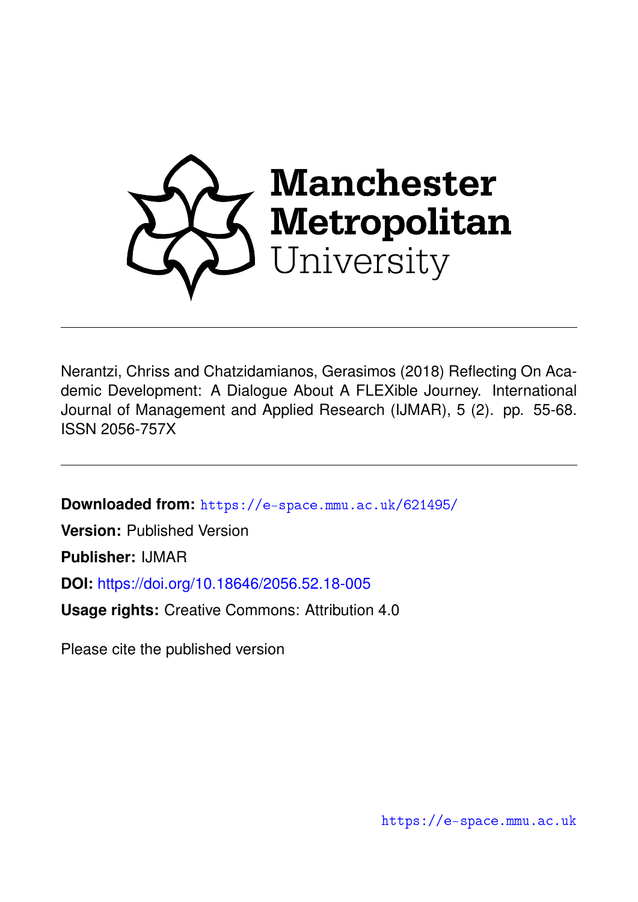Manchester Metropolitan University

Nerantzi, Chriss and Chatzidamianos, Gerasimos (2018) Reflecting On Academic Development: A Dialogue About A FLEXible Journey. International Journal of Management and Applied Research (IJMAR), 5 (2). pp. 55-68. ISSN 2056-757X

**Downloaded from:** https://e-space.mmu.ac.uk/621495/

**Version:** Published Version

**Publisher:** IJMAR

**DOI:** https://doi.org/10.18646/2056.52.18-005

**Usage rights:** Creative Commons: Attribution 4.0

Please cite the published version

https://e-space.mmu.ac.uk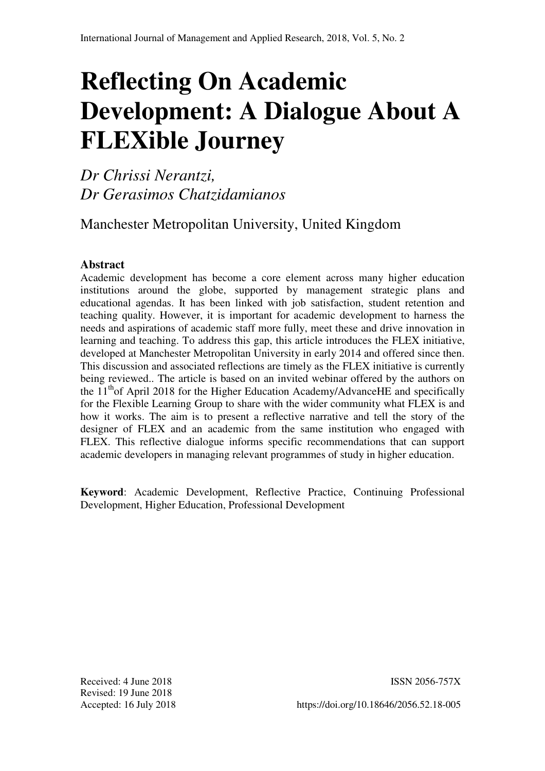# Reflecting On Academic Development: A Dialogue About A FLEXible Journey

*Dr Chrissi Nerantzi,*
*Dr Gerasimos Chatzidamianos*

Manchester Metropolitan University, United Kingdom

## Abstract

Academic development has become a core element across many higher education institutions around the globe, supported by management strategic plans and educational agendas. It has been linked with job satisfaction, student retention and teaching quality. However, it is important for academic development to harness the needs and aspirations of academic staff more fully, meet these and drive innovation in learning and teaching. To address this gap, this article introduces the FLEX initiative, developed at Manchester Metropolitan University in early 2014 and offered since then. This discussion and associated reflections are timely as the FLEX initiative is currently being reviewed.. The article is based on an invited webinar offered by the authors on the 11th of April 2018 for the Higher Education Academy/AdvanceHE and specifically for the Flexible Learning Group to share with the wider community what FLEX is and how it works. The aim is to present a reflective narrative and tell the story of the designer of FLEX and an academic from the same institution who engaged with FLEX. This reflective dialogue informs specific recommendations that can support academic developers in managing relevant programmes of study in higher education.

**Keyword**: Academic Development, Reflective Practice, Continuing Professional Development, Higher Education, Professional Development

Received: 4 June 2018
Revised: 19 June 2018
Accepted: 16 July 2018

ISSN 2056-757X

https://doi.org/10.18646/2056.52.18-005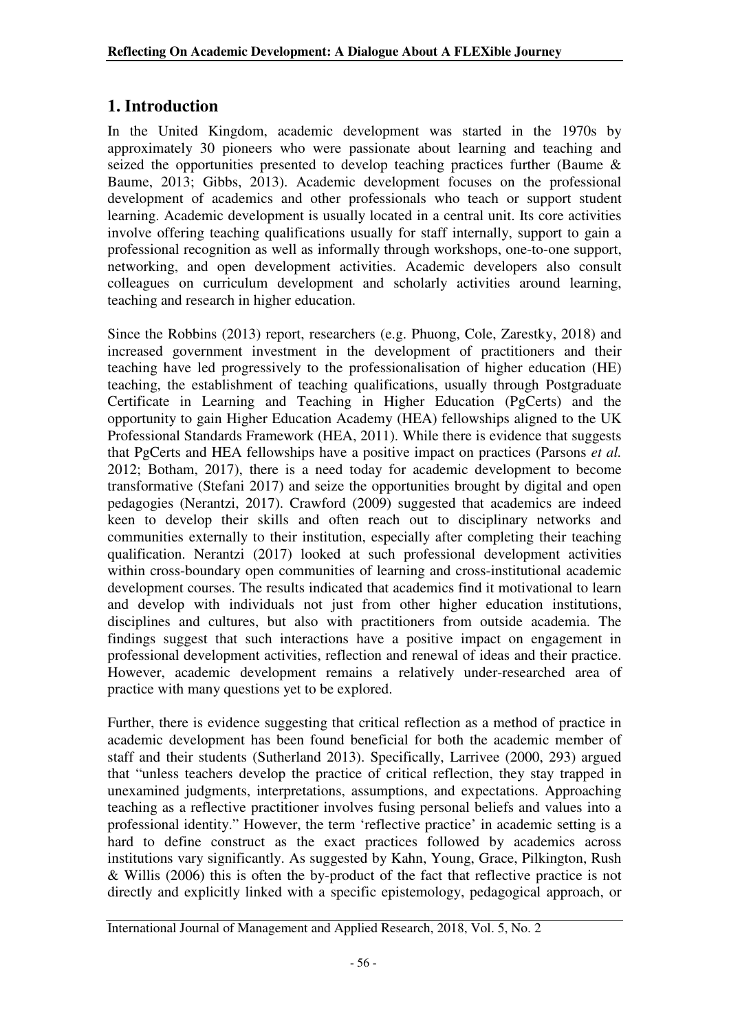## 1. Introduction

In the United Kingdom, academic development was started in the 1970s by approximately 30 pioneers who were passionate about learning and teaching and seized the opportunities presented to develop teaching practices further (Baume & Baume, 2013; Gibbs, 2013). Academic development focuses on the professional development of academics and other professionals who teach or support student learning. Academic development is usually located in a central unit. Its core activities involve offering teaching qualifications usually for staff internally, support to gain a professional recognition as well as informally through workshops, one-to-one support, networking, and open development activities. Academic developers also consult colleagues on curriculum development and scholarly activities around learning, teaching and research in higher education.

Since the Robbins (2013) report, researchers (e.g. Phuong, Cole, Zarestky, 2018) and increased government investment in the development of practitioners and their teaching have led progressively to the professionalisation of higher education (HE) teaching, the establishment of teaching qualifications, usually through Postgraduate Certificate in Learning and Teaching in Higher Education (PgCerts) and the opportunity to gain Higher Education Academy (HEA) fellowships aligned to the UK Professional Standards Framework (HEA, 2011). While there is evidence that suggests that PgCerts and HEA fellowships have a positive impact on practices (Parsons *et al.* 2012; Botham, 2017), there is a need today for academic development to become transformative (Stefani 2017) and seize the opportunities brought by digital and open pedagogies (Nerantzi, 2017). Crawford (2009) suggested that academics are indeed keen to develop their skills and often reach out to disciplinary networks and communities externally to their institution, especially after completing their teaching qualification. Nerantzi (2017) looked at such professional development activities within cross-boundary open communities of learning and cross-institutional academic development courses. The results indicated that academics find it motivational to learn and develop with individuals not just from other higher education institutions, disciplines and cultures, but also with practitioners from outside academia. The findings suggest that such interactions have a positive impact on engagement in professional development activities, reflection and renewal of ideas and their practice. However, academic development remains a relatively under-researched area of practice with many questions yet to be explored.

Further, there is evidence suggesting that critical reflection as a method of practice in academic development has been found beneficial for both the academic member of staff and their students (Sutherland 2013). Specifically, Larrivee (2000, 293) argued that "unless teachers develop the practice of critical reflection, they stay trapped in unexamined judgments, interpretations, assumptions, and expectations. Approaching teaching as a reflective practitioner involves fusing personal beliefs and values into a professional identity." However, the term 'reflective practice' in academic setting is a hard to define construct as the exact practices followed by academics across institutions vary significantly. As suggested by Kahn, Young, Grace, Pilkington, Rush & Willis (2006) this is often the by-product of the fact that reflective practice is not directly and explicitly linked with a specific epistemology, pedagogical approach, or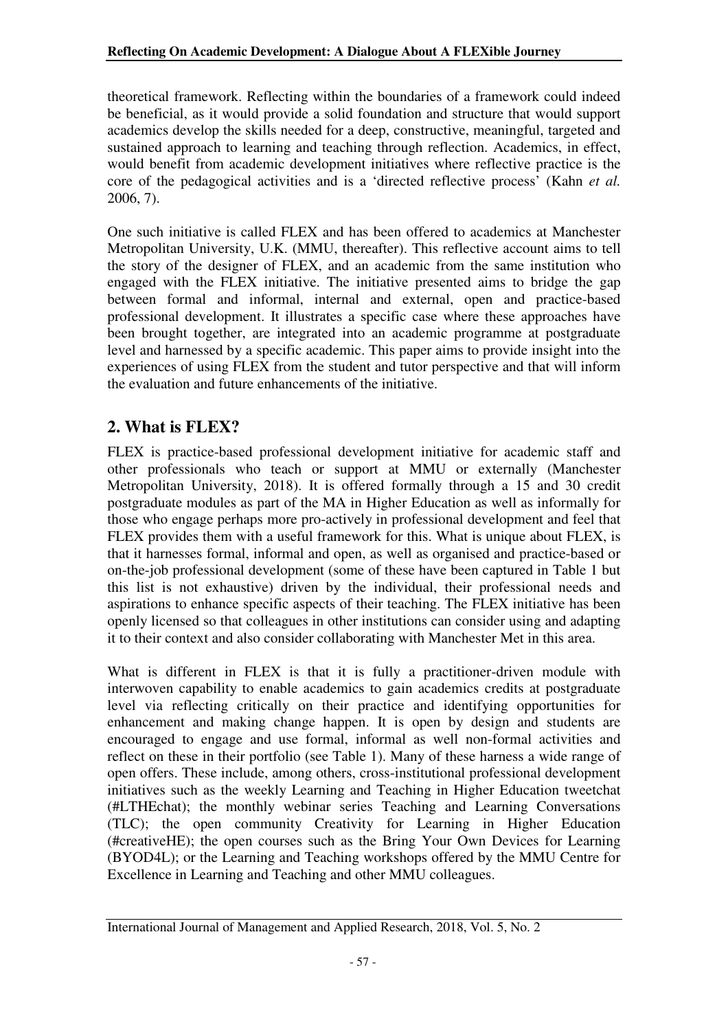theoretical framework. Reflecting within the boundaries of a framework could indeed be beneficial, as it would provide a solid foundation and structure that would support academics develop the skills needed for a deep, constructive, meaningful, targeted and sustained approach to learning and teaching through reflection. Academics, in effect, would benefit from academic development initiatives where reflective practice is the core of the pedagogical activities and is a 'directed reflective process' (Kahn *et al.* 2006, 7).

One such initiative is called FLEX and has been offered to academics at Manchester Metropolitan University, U.K. (MMU, thereafter). This reflective account aims to tell the story of the designer of FLEX, and an academic from the same institution who engaged with the FLEX initiative. The initiative presented aims to bridge the gap between formal and informal, internal and external, open and practice-based professional development. It illustrates a specific case where these approaches have been brought together, are integrated into an academic programme at postgraduate level and harnessed by a specific academic. This paper aims to provide insight into the experiences of using FLEX from the student and tutor perspective and that will inform the evaluation and future enhancements of the initiative.

## 2. What is FLEX?

FLEX is practice-based professional development initiative for academic staff and other professionals who teach or support at MMU or externally (Manchester Metropolitan University, 2018). It is offered formally through a 15 and 30 credit postgraduate modules as part of the MA in Higher Education as well as informally for those who engage perhaps more pro-actively in professional development and feel that FLEX provides them with a useful framework for this. What is unique about FLEX, is that it harnesses formal, informal and open, as well as organised and practice-based or on-the-job professional development (some of these have been captured in Table 1 but this list is not exhaustive) driven by the individual, their professional needs and aspirations to enhance specific aspects of their teaching. The FLEX initiative has been openly licensed so that colleagues in other institutions can consider using and adapting it to their context and also consider collaborating with Manchester Met in this area.

What is different in FLEX is that it is fully a practitioner-driven module with interwoven capability to enable academics to gain academics credits at postgraduate level via reflecting critically on their practice and identifying opportunities for enhancement and making change happen. It is open by design and students are encouraged to engage and use formal, informal as well non-formal activities and reflect on these in their portfolio (see Table 1). Many of these harness a wide range of open offers. These include, among others, cross-institutional professional development initiatives such as the weekly Learning and Teaching in Higher Education tweetchat (#LTHEchat); the monthly webinar series Teaching and Learning Conversations (TLC); the open community Creativity for Learning in Higher Education (#creativeHE); the open courses such as the Bring Your Own Devices for Learning (BYOD4L); or the Learning and Teaching workshops offered by the MMU Centre for Excellence in Learning and Teaching and other MMU colleagues.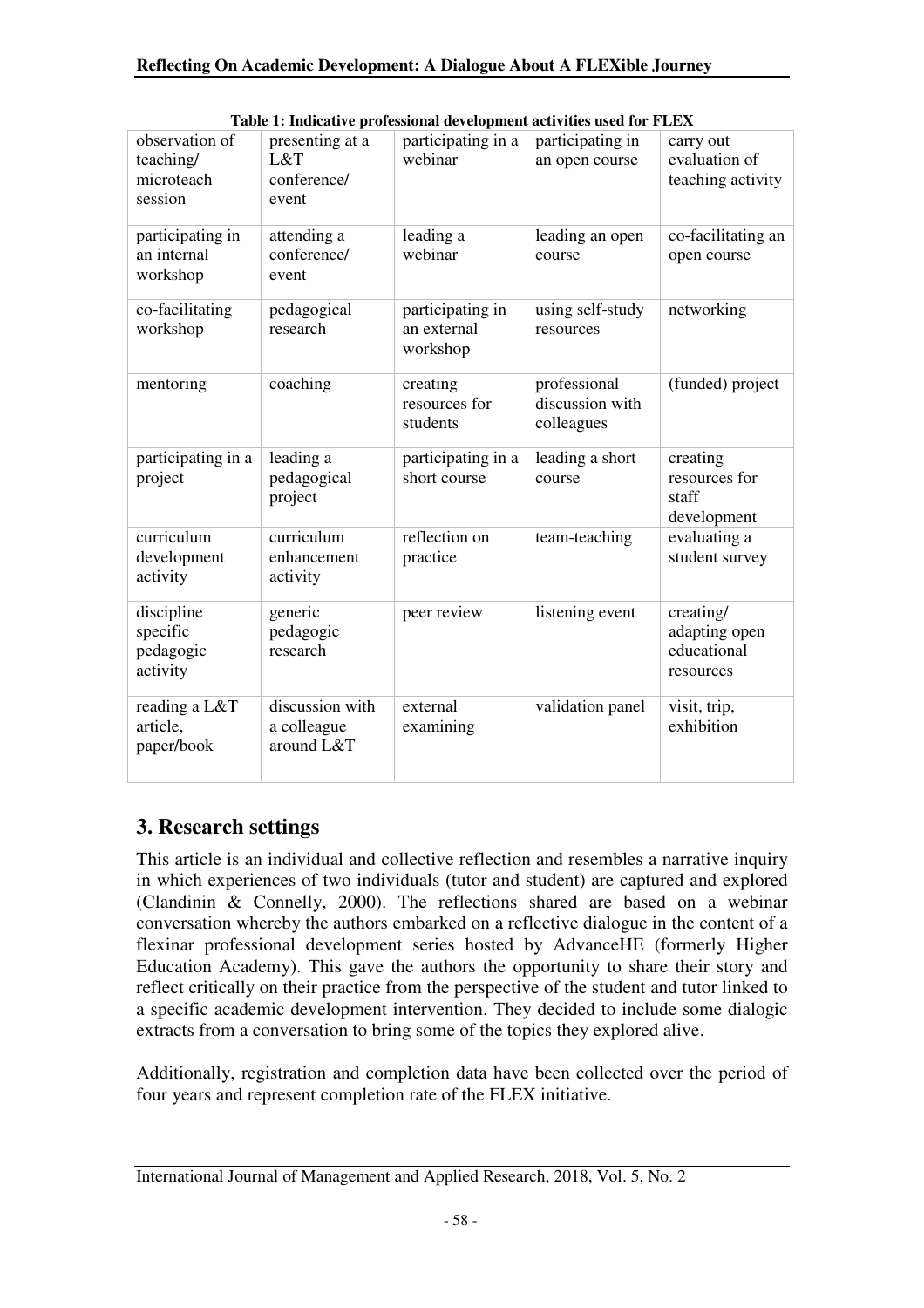**Table 1: Indicative professional development activities used for FLEX**

| | | | | |
|---|---|---|---|---|
| observation of teaching/ microteach session | presenting at a L&T conference/ event | participating in a webinar | participating in an open course | carry out evaluation of teaching activity |
| participating in an internal workshop | attending a conference/ event | leading a webinar | leading an open course | co-facilitating an open course |
| co-facilitating workshop | pedagogical research | participating in an external workshop | using self-study resources | networking |
| mentoring | coaching | creating resources for students | professional discussion with colleagues | (funded) project |
| participating in a project | leading a pedagogical project | participating in a short course | leading a short course | creating resources for staff development |
| curriculum development activity | curriculum enhancement activity | reflection on practice | team-teaching | evaluating a student survey |
| discipline specific pedagogic activity | generic pedagogic research | peer review | listening event | creating/ adapting open educational resources |
| reading a L&T article, paper/book | discussion with a colleague around L&T | external examining | validation panel | visit, trip, exhibition |

## 3. Research settings

This article is an individual and collective reflection and resembles a narrative inquiry in which experiences of two individuals (tutor and student) are captured and explored (Clandinin & Connelly, 2000). The reflections shared are based on a webinar conversation whereby the authors embarked on a reflective dialogue in the content of a flexinar professional development series hosted by AdvanceHE (formerly Higher Education Academy). This gave the authors the opportunity to share their story and reflect critically on their practice from the perspective of the student and tutor linked to a specific academic development intervention. They decided to include some dialogic extracts from a conversation to bring some of the topics they explored alive.

Additionally, registration and completion data have been collected over the period of four years and represent completion rate of the FLEX initiative.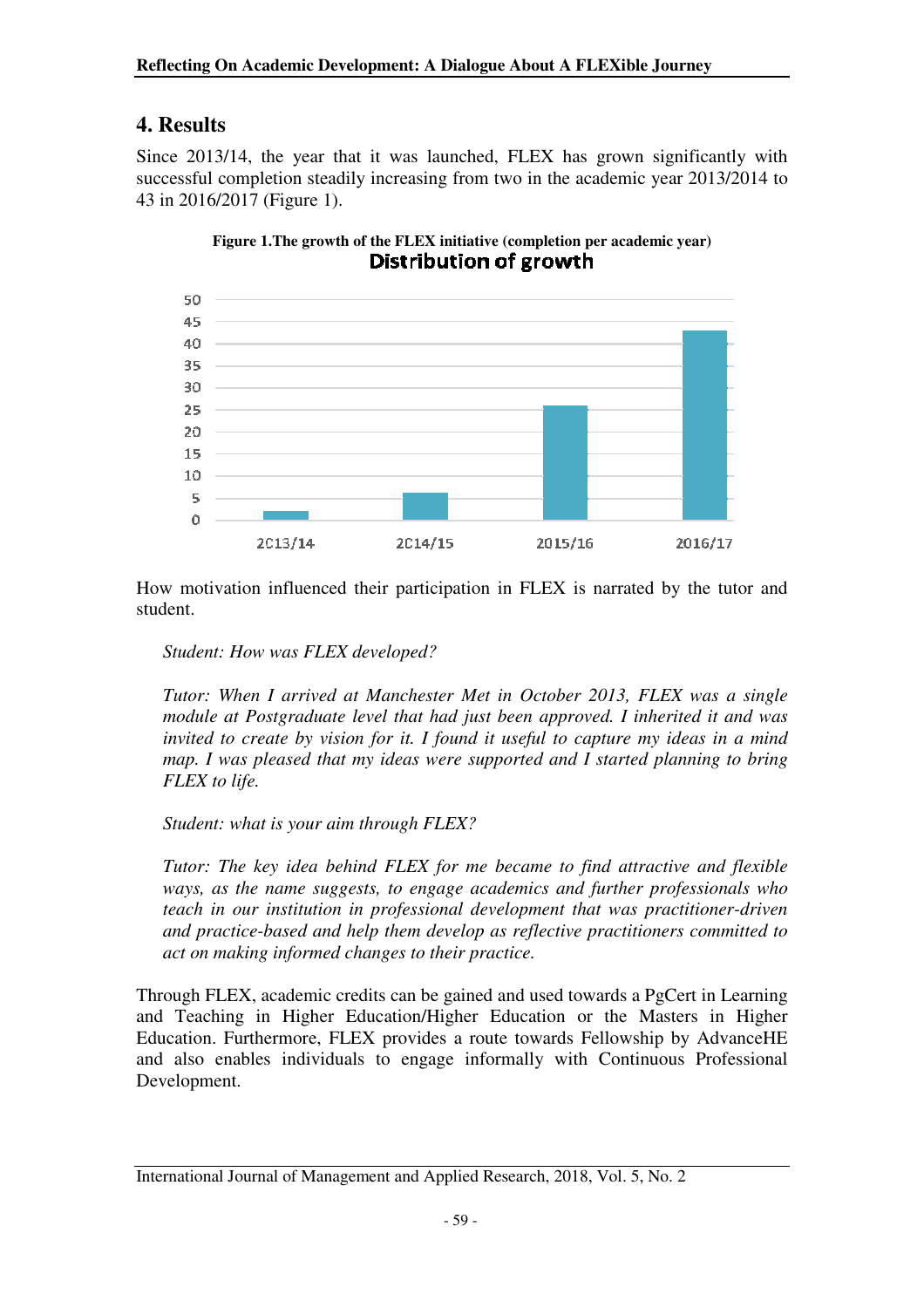## 4. Results

Since 2013/14, the year that it was launched, FLEX has grown significantly with successful completion steadily increasing from two in the academic year 2013/2014 to 43 in 2016/2017 (Figure 1).

**Figure 1.The growth of the FLEX initiative (completion per academic year)**

**Distribution of growth**

| Academic year | Completions |
|---|---|
| 2013/14 | 2 |
| 2014/15 | 6 |
| 2015/16 | 26 |
| 2016/17 | 43 |

How motivation influenced their participation in FLEX is narrated by the tutor and student.

> *Student: How was FLEX developed?*
>
> *Tutor: When I arrived at Manchester Met in October 2013, FLEX was a single module at Postgraduate level that had just been approved. I inherited it and was invited to create by vision for it. I found it useful to capture my ideas in a mind map. I was pleased that my ideas were supported and I started planning to bring FLEX to life.*
>
> *Student: what is your aim through FLEX?*
>
> *Tutor: The key idea behind FLEX for me became to find attractive and flexible ways, as the name suggests, to engage academics and further professionals who teach in our institution in professional development that was practitioner-driven and practice-based and help them develop as reflective practitioners committed to act on making informed changes to their practice.*

Through FLEX, academic credits can be gained and used towards a PgCert in Learning and Teaching in Higher Education/Higher Education or the Masters in Higher Education. Furthermore, FLEX provides a route towards Fellowship by AdvanceHE and also enables individuals to engage informally with Continuous Professional Development.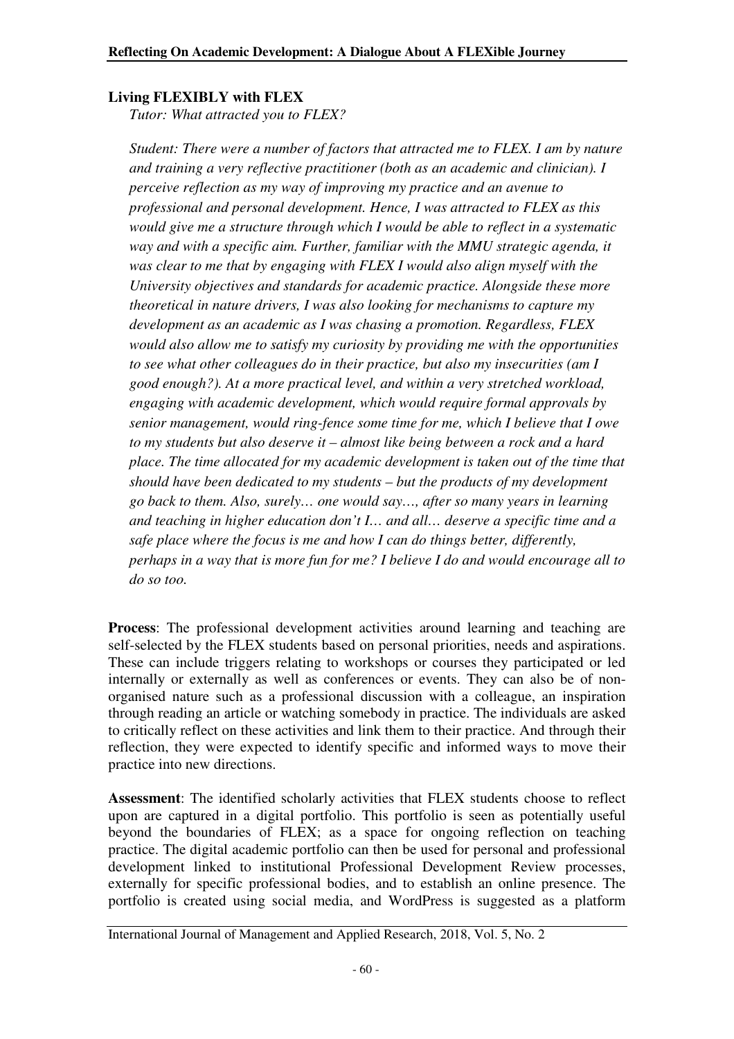**Living FLEXIBLY with FLEX**

*Tutor: What attracted you to FLEX?*

*Student: There were a number of factors that attracted me to FLEX. I am by nature and training a very reflective practitioner (both as an academic and clinician). I perceive reflection as my way of improving my practice and an avenue to professional and personal development. Hence, I was attracted to FLEX as this would give me a structure through which I would be able to reflect in a systematic way and with a specific aim. Further, familiar with the MMU strategic agenda, it was clear to me that by engaging with FLEX I would also align myself with the University objectives and standards for academic practice. Alongside these more theoretical in nature drivers, I was also looking for mechanisms to capture my development as an academic as I was chasing a promotion. Regardless, FLEX would also allow me to satisfy my curiosity by providing me with the opportunities to see what other colleagues do in their practice, but also my insecurities (am I good enough?). At a more practical level, and within a very stretched workload, engaging with academic development, which would require formal approvals by senior management, would ring-fence some time for me, which I believe that I owe to my students but also deserve it – almost like being between a rock and a hard place. The time allocated for my academic development is taken out of the time that should have been dedicated to my students – but the products of my development go back to them. Also, surely… one would say…, after so many years in learning and teaching in higher education don't I… and all… deserve a specific time and a safe place where the focus is me and how I can do things better, differently, perhaps in a way that is more fun for me? I believe I do and would encourage all to do so too.*

**Process**: The professional development activities around learning and teaching are self-selected by the FLEX students based on personal priorities, needs and aspirations. These can include triggers relating to workshops or courses they participated or led internally or externally as well as conferences or events. They can also be of non-organised nature such as a professional discussion with a colleague, an inspiration through reading an article or watching somebody in practice. The individuals are asked to critically reflect on these activities and link them to their practice. And through their reflection, they were expected to identify specific and informed ways to move their practice into new directions.

**Assessment**: The identified scholarly activities that FLEX students choose to reflect upon are captured in a digital portfolio. This portfolio is seen as potentially useful beyond the boundaries of FLEX; as a space for ongoing reflection on teaching practice. The digital academic portfolio can then be used for personal and professional development linked to institutional Professional Development Review processes, externally for specific professional bodies, and to establish an online presence. The portfolio is created using social media, and WordPress is suggested as a platform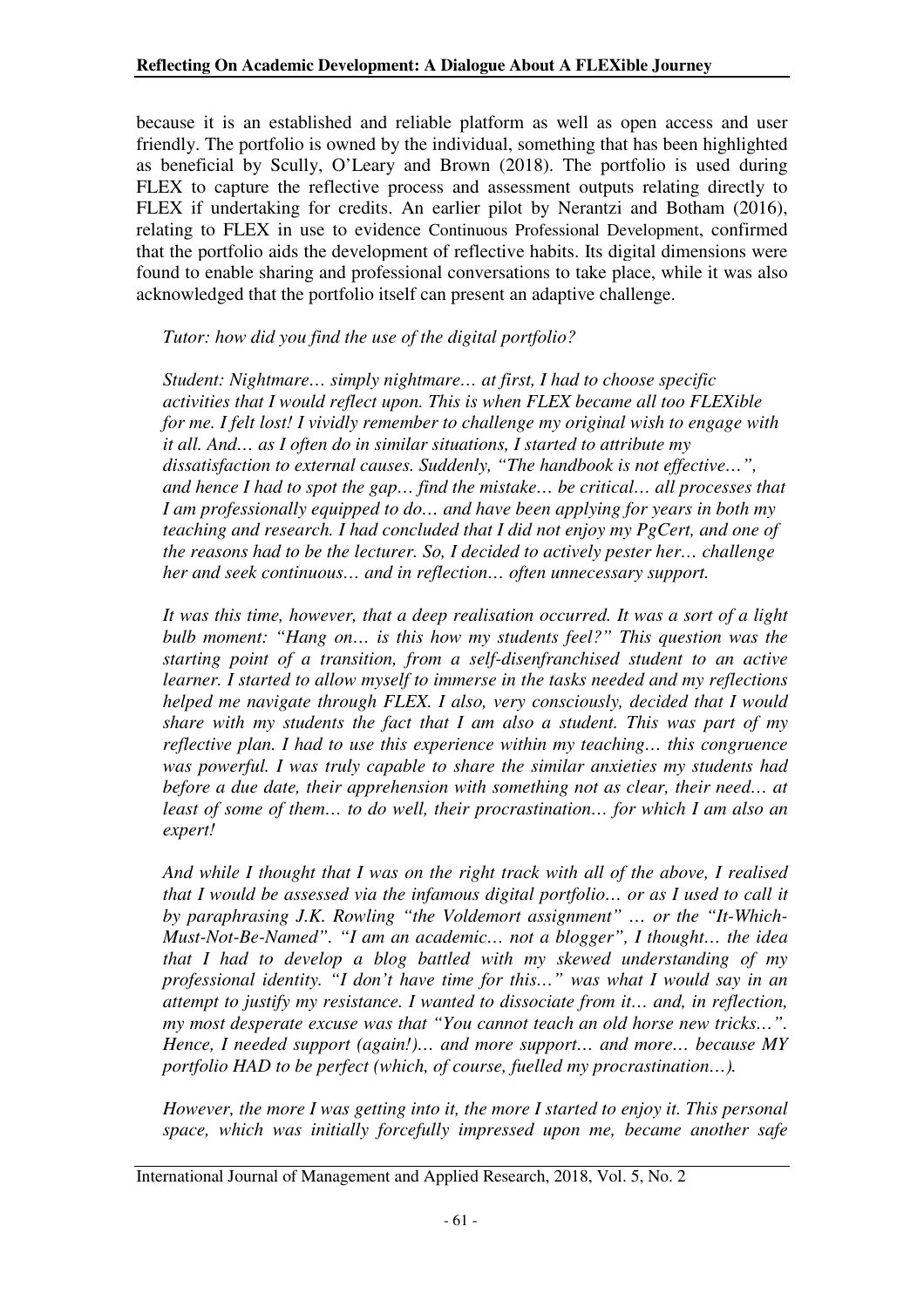because it is an established and reliable platform as well as open access and user friendly. The portfolio is owned by the individual, something that has been highlighted as beneficial by Scully, O'Leary and Brown (2018). The portfolio is used during FLEX to capture the reflective process and assessment outputs relating directly to FLEX if undertaking for credits. An earlier pilot by Nerantzi and Botham (2016), relating to FLEX in use to evidence Continuous Professional Development, confirmed that the portfolio aids the development of reflective habits. Its digital dimensions were found to enable sharing and professional conversations to take place, while it was also acknowledged that the portfolio itself can present an adaptive challenge.

*Tutor: how did you find the use of the digital portfolio?*

*Student: Nightmare… simply nightmare… at first, I had to choose specific activities that I would reflect upon. This is when FLEX became all too FLEXible for me. I felt lost! I vividly remember to challenge my original wish to engage with it all. And… as I often do in similar situations, I started to attribute my dissatisfaction to external causes. Suddenly, "The handbook is not effective…", and hence I had to spot the gap… find the mistake… be critical… all processes that I am professionally equipped to do… and have been applying for years in both my teaching and research. I had concluded that I did not enjoy my PgCert, and one of the reasons had to be the lecturer. So, I decided to actively pester her… challenge her and seek continuous… and in reflection… often unnecessary support.*

*It was this time, however, that a deep realisation occurred. It was a sort of a light bulb moment: "Hang on… is this how my students feel?" This question was the starting point of a transition, from a self-disenfranchised student to an active learner. I started to allow myself to immerse in the tasks needed and my reflections helped me navigate through FLEX. I also, very consciously, decided that I would share with my students the fact that I am also a student. This was part of my reflective plan. I had to use this experience within my teaching… this congruence was powerful. I was truly capable to share the similar anxieties my students had before a due date, their apprehension with something not as clear, their need… at least of some of them… to do well, their procrastination… for which I am also an expert!*

*And while I thought that I was on the right track with all of the above, I realised that I would be assessed via the infamous digital portfolio… or as I used to call it by paraphrasing J.K. Rowling "the Voldemort assignment" … or the "It-Which-Must-Not-Be-Named". "I am an academic… not a blogger", I thought… the idea that I had to develop a blog battled with my skewed understanding of my professional identity. "I don't have time for this…" was what I would say in an attempt to justify my resistance. I wanted to dissociate from it… and, in reflection, my most desperate excuse was that "You cannot teach an old horse new tricks…". Hence, I needed support (again!)… and more support… and more… because MY portfolio HAD to be perfect (which, of course, fuelled my procrastination…).*

*However, the more I was getting into it, the more I started to enjoy it. This personal space, which was initially forcefully impressed upon me, became another safe*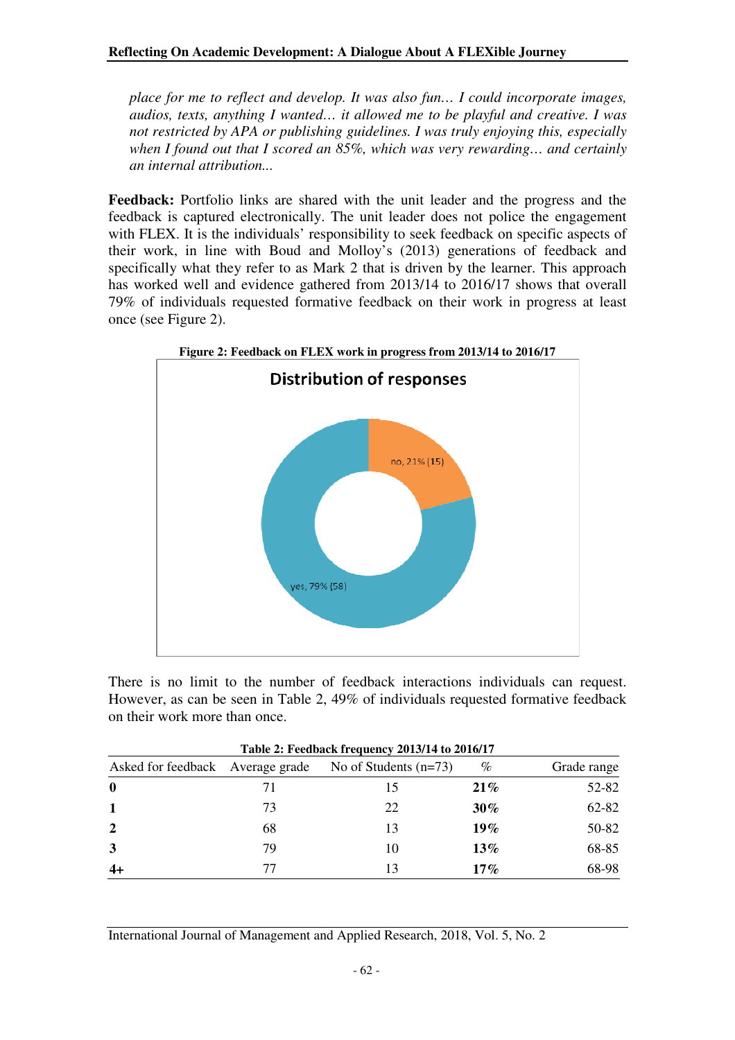*place for me to reflect and develop. It was also fun… I could incorporate images, audios, texts, anything I wanted… it allowed me to be playful and creative. I was not restricted by APA or publishing guidelines. I was truly enjoying this, especially when I found out that I scored an 85%, which was very rewarding… and certainly an internal attribution...*

**Feedback:** Portfolio links are shared with the unit leader and the progress and the feedback is captured electronically. The unit leader does not police the engagement with FLEX. It is the individuals' responsibility to seek feedback on specific aspects of their work, in line with Boud and Molloy's (2013) generations of feedback and specifically what they refer to as Mark 2 that is driven by the learner. This approach has worked well and evidence gathered from 2013/14 to 2016/17 shows that overall 79% of individuals requested formative feedback on their work in progress at least once (see Figure 2).

**Figure 2: Feedback on FLEX work in progress from 2013/14 to 2016/17**

Distribution of responses

no, 21% (15)

yes, 79% (58)

There is no limit to the number of feedback interactions individuals can request. However, as can be seen in Table 2, 49% of individuals requested formative feedback on their work more than once.

**Table 2: Feedback frequency 2013/14 to 2016/17**

| Asked for feedback | Average grade | No of Students (n=73) | % | Grade range |
|---|---|---|---|---|
| **0** | 71 | 15 | **21%** | 52-82 |
| **1** | 73 | 22 | **30%** | 62-82 |
| **2** | 68 | 13 | **19%** | 50-82 |
| **3** | 79 | 10 | **13%** | 68-85 |
| **4+** | 77 | 13 | **17%** | 68-98 |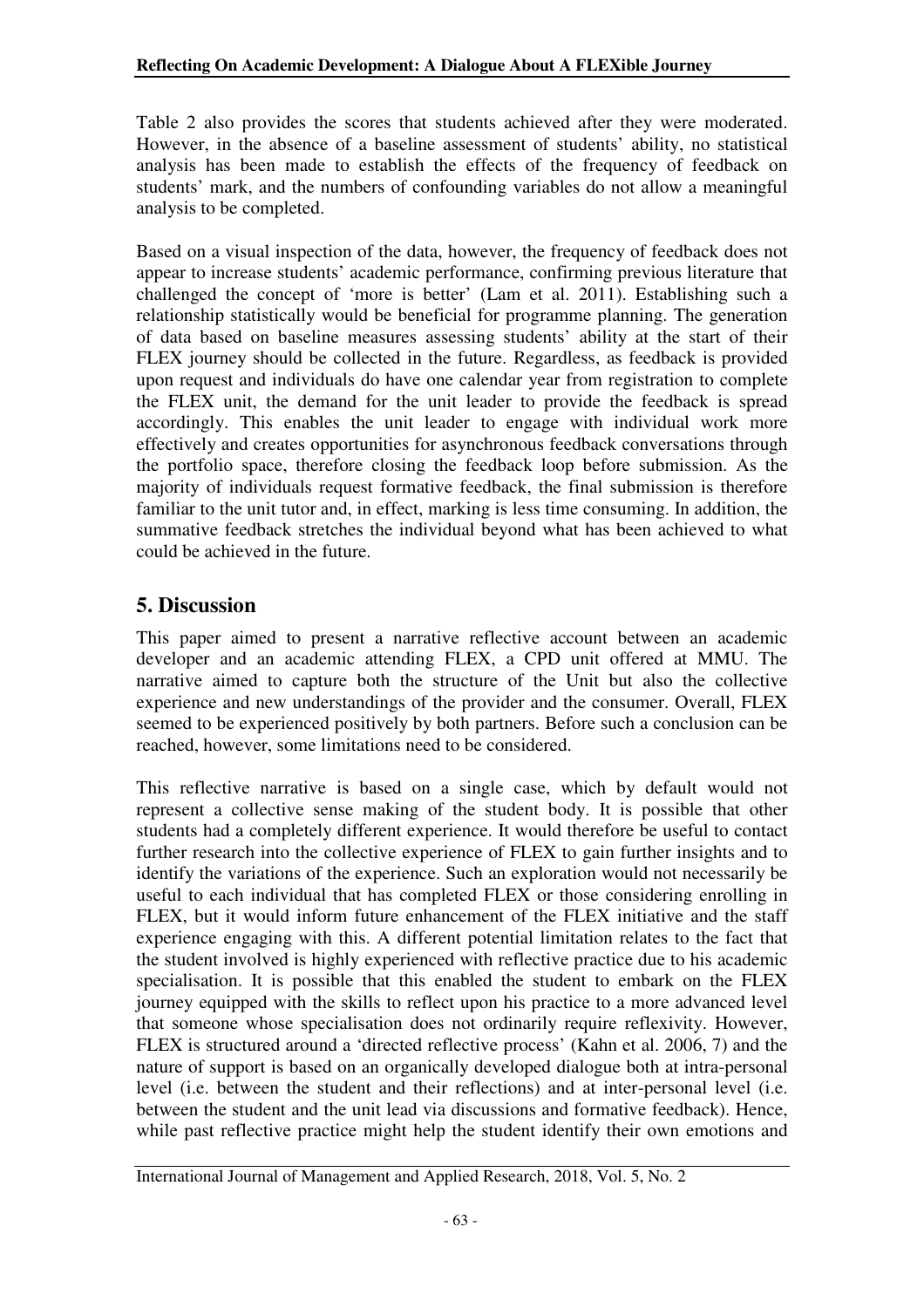Table 2 also provides the scores that students achieved after they were moderated. However, in the absence of a baseline assessment of students' ability, no statistical analysis has been made to establish the effects of the frequency of feedback on students' mark, and the numbers of confounding variables do not allow a meaningful analysis to be completed.

Based on a visual inspection of the data, however, the frequency of feedback does not appear to increase students' academic performance, confirming previous literature that challenged the concept of 'more is better' (Lam et al. 2011). Establishing such a relationship statistically would be beneficial for programme planning. The generation of data based on baseline measures assessing students' ability at the start of their FLEX journey should be collected in the future. Regardless, as feedback is provided upon request and individuals do have one calendar year from registration to complete the FLEX unit, the demand for the unit leader to provide the feedback is spread accordingly. This enables the unit leader to engage with individual work more effectively and creates opportunities for asynchronous feedback conversations through the portfolio space, therefore closing the feedback loop before submission. As the majority of individuals request formative feedback, the final submission is therefore familiar to the unit tutor and, in effect, marking is less time consuming. In addition, the summative feedback stretches the individual beyond what has been achieved to what could be achieved in the future.

## 5. Discussion

This paper aimed to present a narrative reflective account between an academic developer and an academic attending FLEX, a CPD unit offered at MMU. The narrative aimed to capture both the structure of the Unit but also the collective experience and new understandings of the provider and the consumer. Overall, FLEX seemed to be experienced positively by both partners. Before such a conclusion can be reached, however, some limitations need to be considered.

This reflective narrative is based on a single case, which by default would not represent a collective sense making of the student body. It is possible that other students had a completely different experience. It would therefore be useful to contact further research into the collective experience of FLEX to gain further insights and to identify the variations of the experience. Such an exploration would not necessarily be useful to each individual that has completed FLEX or those considering enrolling in FLEX, but it would inform future enhancement of the FLEX initiative and the staff experience engaging with this. A different potential limitation relates to the fact that the student involved is highly experienced with reflective practice due to his academic specialisation. It is possible that this enabled the student to embark on the FLEX journey equipped with the skills to reflect upon his practice to a more advanced level that someone whose specialisation does not ordinarily require reflexivity. However, FLEX is structured around a 'directed reflective process' (Kahn et al. 2006, 7) and the nature of support is based on an organically developed dialogue both at intra-personal level (i.e. between the student and their reflections) and at inter-personal level (i.e. between the student and the unit lead via discussions and formative feedback). Hence, while past reflective practice might help the student identify their own emotions and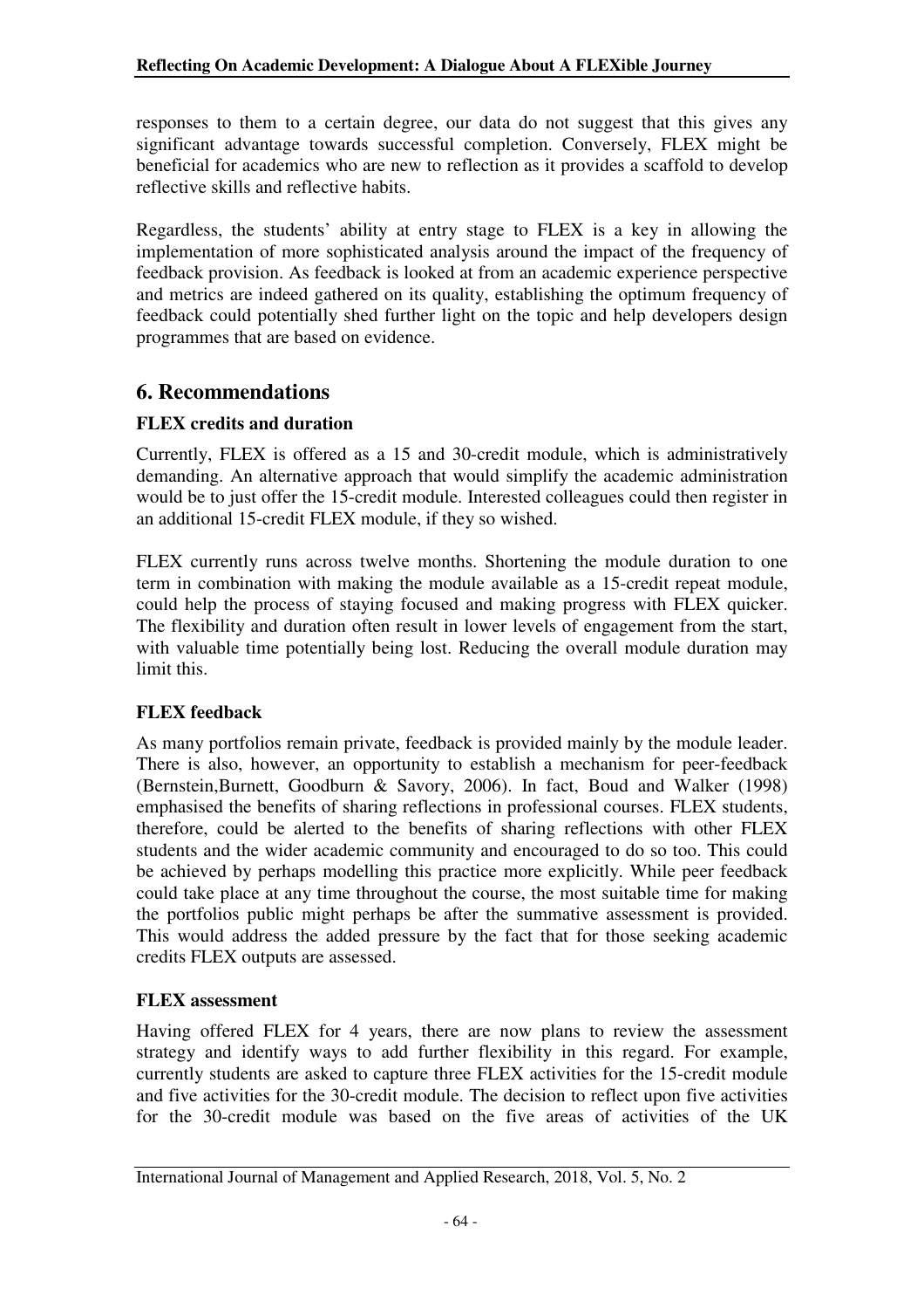responses to them to a certain degree, our data do not suggest that this gives any significant advantage towards successful completion. Conversely, FLEX might be beneficial for academics who are new to reflection as it provides a scaffold to develop reflective skills and reflective habits.

Regardless, the students' ability at entry stage to FLEX is a key in allowing the implementation of more sophisticated analysis around the impact of the frequency of feedback provision. As feedback is looked at from an academic experience perspective and metrics are indeed gathered on its quality, establishing the optimum frequency of feedback could potentially shed further light on the topic and help developers design programmes that are based on evidence.

## 6. Recommendations

### FLEX credits and duration

Currently, FLEX is offered as a 15 and 30-credit module, which is administratively demanding. An alternative approach that would simplify the academic administration would be to just offer the 15-credit module. Interested colleagues could then register in an additional 15-credit FLEX module, if they so wished.

FLEX currently runs across twelve months. Shortening the module duration to one term in combination with making the module available as a 15-credit repeat module, could help the process of staying focused and making progress with FLEX quicker. The flexibility and duration often result in lower levels of engagement from the start, with valuable time potentially being lost. Reducing the overall module duration may limit this.

### FLEX feedback

As many portfolios remain private, feedback is provided mainly by the module leader. There is also, however, an opportunity to establish a mechanism for peer-feedback (Bernstein,Burnett, Goodburn & Savory, 2006). In fact, Boud and Walker (1998) emphasised the benefits of sharing reflections in professional courses. FLEX students, therefore, could be alerted to the benefits of sharing reflections with other FLEX students and the wider academic community and encouraged to do so too. This could be achieved by perhaps modelling this practice more explicitly. While peer feedback could take place at any time throughout the course, the most suitable time for making the portfolios public might perhaps be after the summative assessment is provided. This would address the added pressure by the fact that for those seeking academic credits FLEX outputs are assessed.

### FLEX assessment

Having offered FLEX for 4 years, there are now plans to review the assessment strategy and identify ways to add further flexibility in this regard. For example, currently students are asked to capture three FLEX activities for the 15-credit module and five activities for the 30-credit module. The decision to reflect upon five activities for the 30-credit module was based on the five areas of activities of the UK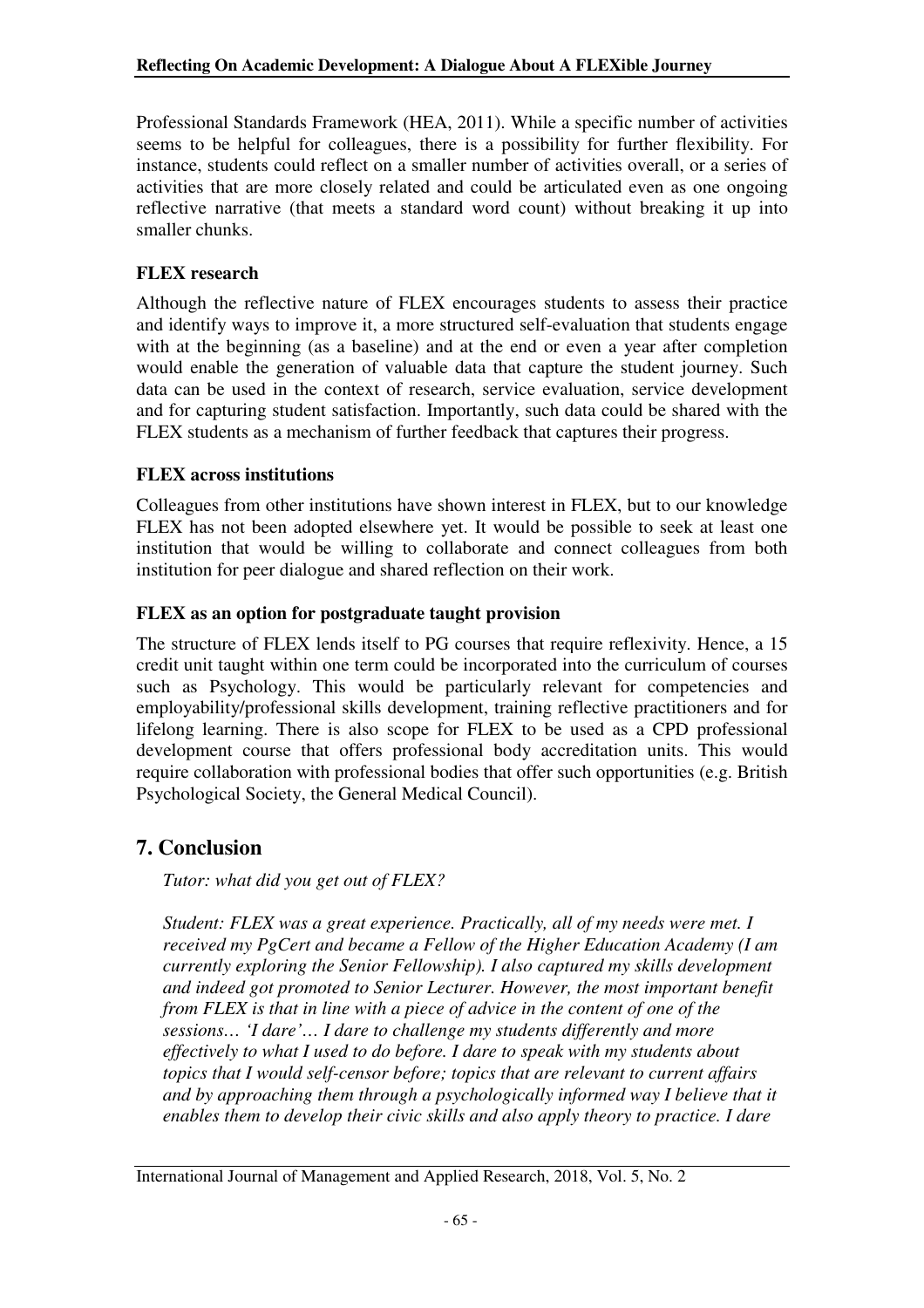Professional Standards Framework (HEA, 2011). While a specific number of activities seems to be helpful for colleagues, there is a possibility for further flexibility. For instance, students could reflect on a smaller number of activities overall, or a series of activities that are more closely related and could be articulated even as one ongoing reflective narrative (that meets a standard word count) without breaking it up into smaller chunks.

### FLEX research

Although the reflective nature of FLEX encourages students to assess their practice and identify ways to improve it, a more structured self-evaluation that students engage with at the beginning (as a baseline) and at the end or even a year after completion would enable the generation of valuable data that capture the student journey. Such data can be used in the context of research, service evaluation, service development and for capturing student satisfaction. Importantly, such data could be shared with the FLEX students as a mechanism of further feedback that captures their progress.

### FLEX across institutions

Colleagues from other institutions have shown interest in FLEX, but to our knowledge FLEX has not been adopted elsewhere yet. It would be possible to seek at least one institution that would be willing to collaborate and connect colleagues from both institution for peer dialogue and shared reflection on their work.

### FLEX as an option for postgraduate taught provision

The structure of FLEX lends itself to PG courses that require reflexivity. Hence, a 15 credit unit taught within one term could be incorporated into the curriculum of courses such as Psychology. This would be particularly relevant for competencies and employability/professional skills development, training reflective practitioners and for lifelong learning. There is also scope for FLEX to be used as a CPD professional development course that offers professional body accreditation units. This would require collaboration with professional bodies that offer such opportunities (e.g. British Psychological Society, the General Medical Council).

## 7. Conclusion

*Tutor: what did you get out of FLEX?*

*Student: FLEX was a great experience. Practically, all of my needs were met. I received my PgCert and became a Fellow of the Higher Education Academy (I am currently exploring the Senior Fellowship). I also captured my skills development and indeed got promoted to Senior Lecturer. However, the most important benefit from FLEX is that in line with a piece of advice in the content of one of the sessions… 'I dare'… I dare to challenge my students differently and more effectively to what I used to do before. I dare to speak with my students about topics that I would self-censor before; topics that are relevant to current affairs and by approaching them through a psychologically informed way I believe that it enables them to develop their civic skills and also apply theory to practice. I dare*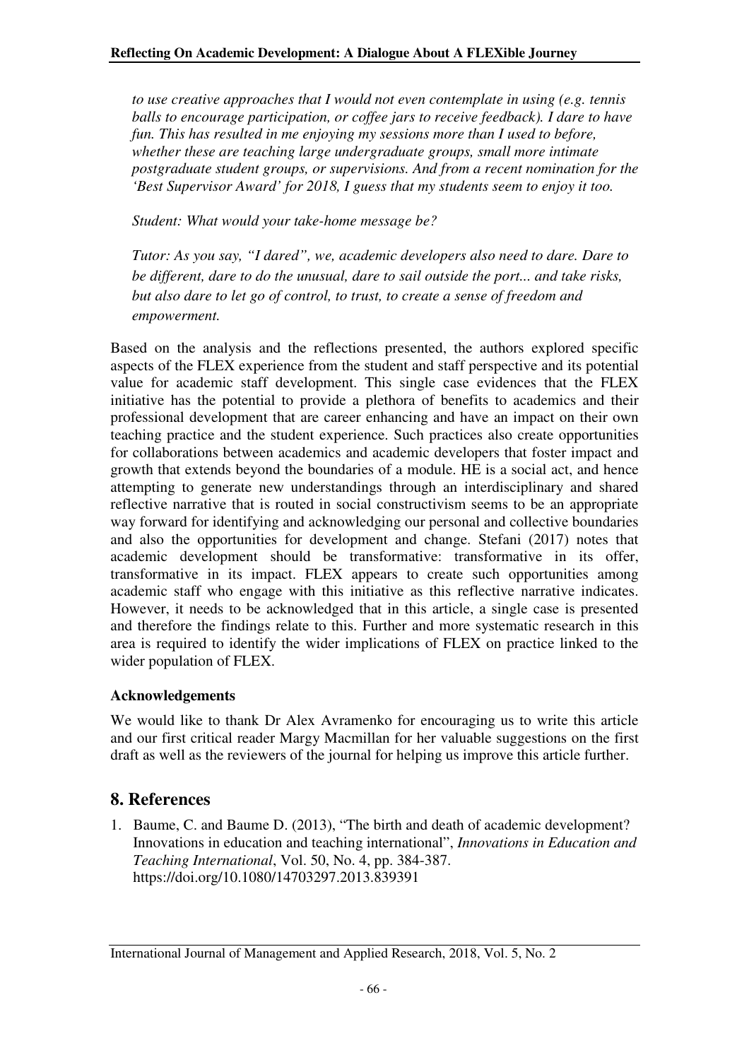*to use creative approaches that I would not even contemplate in using (e.g. tennis balls to encourage participation, or coffee jars to receive feedback). I dare to have fun. This has resulted in me enjoying my sessions more than I used to before, whether these are teaching large undergraduate groups, small more intimate postgraduate student groups, or supervisions. And from a recent nomination for the 'Best Supervisor Award' for 2018, I guess that my students seem to enjoy it too.*

*Student: What would your take-home message be?*

*Tutor: As you say, "I dared", we, academic developers also need to dare. Dare to be different, dare to do the unusual, dare to sail outside the port... and take risks, but also dare to let go of control, to trust, to create a sense of freedom and empowerment.*

Based on the analysis and the reflections presented, the authors explored specific aspects of the FLEX experience from the student and staff perspective and its potential value for academic staff development. This single case evidences that the FLEX initiative has the potential to provide a plethora of benefits to academics and their professional development that are career enhancing and have an impact on their own teaching practice and the student experience. Such practices also create opportunities for collaborations between academics and academic developers that foster impact and growth that extends beyond the boundaries of a module. HE is a social act, and hence attempting to generate new understandings through an interdisciplinary and shared reflective narrative that is routed in social constructivism seems to be an appropriate way forward for identifying and acknowledging our personal and collective boundaries and also the opportunities for development and change. Stefani (2017) notes that academic development should be transformative: transformative in its offer, transformative in its impact. FLEX appears to create such opportunities among academic staff who engage with this initiative as this reflective narrative indicates. However, it needs to be acknowledged that in this article, a single case is presented and therefore the findings relate to this. Further and more systematic research in this area is required to identify the wider implications of FLEX on practice linked to the wider population of FLEX.

**Acknowledgements**

We would like to thank Dr Alex Avramenko for encouraging us to write this article and our first critical reader Margy Macmillan for her valuable suggestions on the first draft as well as the reviewers of the journal for helping us improve this article further.

## 8. References

1. Baume, C. and Baume D. (2013), "The birth and death of academic development? Innovations in education and teaching international", *Innovations in Education and Teaching International*, Vol. 50, No. 4, pp. 384-387. https://doi.org/10.1080/14703297.2013.839391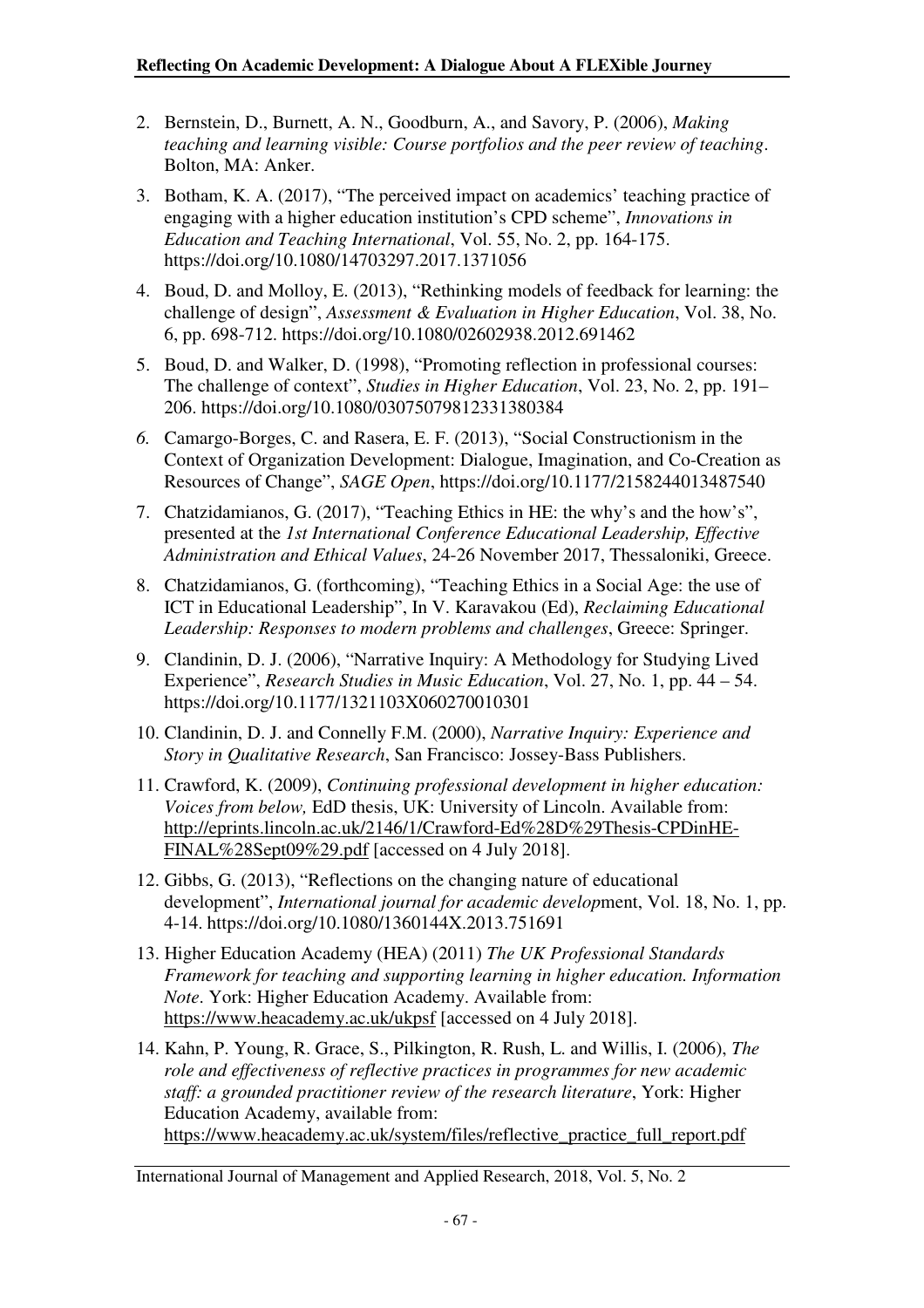2. Bernstein, D., Burnett, A. N., Goodburn, A., and Savory, P. (2006), *Making teaching and learning visible: Course portfolios and the peer review of teaching*. Bolton, MA: Anker.

3. Botham, K. A. (2017), "The perceived impact on academics' teaching practice of engaging with a higher education institution's CPD scheme", *Innovations in Education and Teaching International*, Vol. 55, No. 2, pp. 164-175. https://doi.org/10.1080/14703297.2017.1371056

4. Boud, D. and Molloy, E. (2013), "Rethinking models of feedback for learning: the challenge of design", *Assessment & Evaluation in Higher Education*, Vol. 38, No. 6, pp. 698-712. https://doi.org/10.1080/02602938.2012.691462

5. Boud, D. and Walker, D. (1998), "Promoting reflection in professional courses: The challenge of context", *Studies in Higher Education*, Vol. 23, No. 2, pp. 191–206. https://doi.org/10.1080/03075079812331380384

6. Camargo-Borges, C. and Rasera, E. F. (2013), "Social Constructionism in the Context of Organization Development: Dialogue, Imagination, and Co-Creation as Resources of Change", *SAGE Open*, https://doi.org/10.1177/2158244013487540

7. Chatzidamianos, G. (2017), "Teaching Ethics in HE: the why's and the how's", presented at the *1st International Conference Educational Leadership, Effective Administration and Ethical Values*, 24-26 November 2017, Thessaloniki, Greece.

8. Chatzidamianos, G. (forthcoming), "Teaching Ethics in a Social Age: the use of ICT in Educational Leadership", In V. Karavakou (Ed), *Reclaiming Educational Leadership: Responses to modern problems and challenges*, Greece: Springer.

9. Clandinin, D. J. (2006), "Narrative Inquiry: A Methodology for Studying Lived Experience", *Research Studies in Music Education*, Vol. 27, No. 1, pp. 44 – 54. https://doi.org/10.1177/1321103X060270010301

10. Clandinin, D. J. and Connelly F.M. (2000), *Narrative Inquiry: Experience and Story in Qualitative Research*, San Francisco: Jossey-Bass Publishers.

11. Crawford, K. (2009), *Continuing professional development in higher education: Voices from below,* EdD thesis, UK: University of Lincoln. Available from: http://eprints.lincoln.ac.uk/2146/1/Crawford-Ed%28D%29Thesis-CPDinHE-FINAL%28Sept09%29.pdf [accessed on 4 July 2018].

12. Gibbs, G. (2013), "Reflections on the changing nature of educational development", *International journal for academic develop*ment, Vol. 18, No. 1, pp. 4-14. https://doi.org/10.1080/1360144X.2013.751691

13. Higher Education Academy (HEA) (2011) *The UK Professional Standards Framework for teaching and supporting learning in higher education. Information Note*. York: Higher Education Academy. Available from: https://www.heacademy.ac.uk/ukpsf [accessed on 4 July 2018].

14. Kahn, P. Young, R. Grace, S., Pilkington, R. Rush, L. and Willis, I. (2006), *The role and effectiveness of reflective practices in programmes for new academic staff: a grounded practitioner review of the research literature*, York: Higher Education Academy, available from: https://www.heacademy.ac.uk/system/files/reflective_practice_full_report.pdf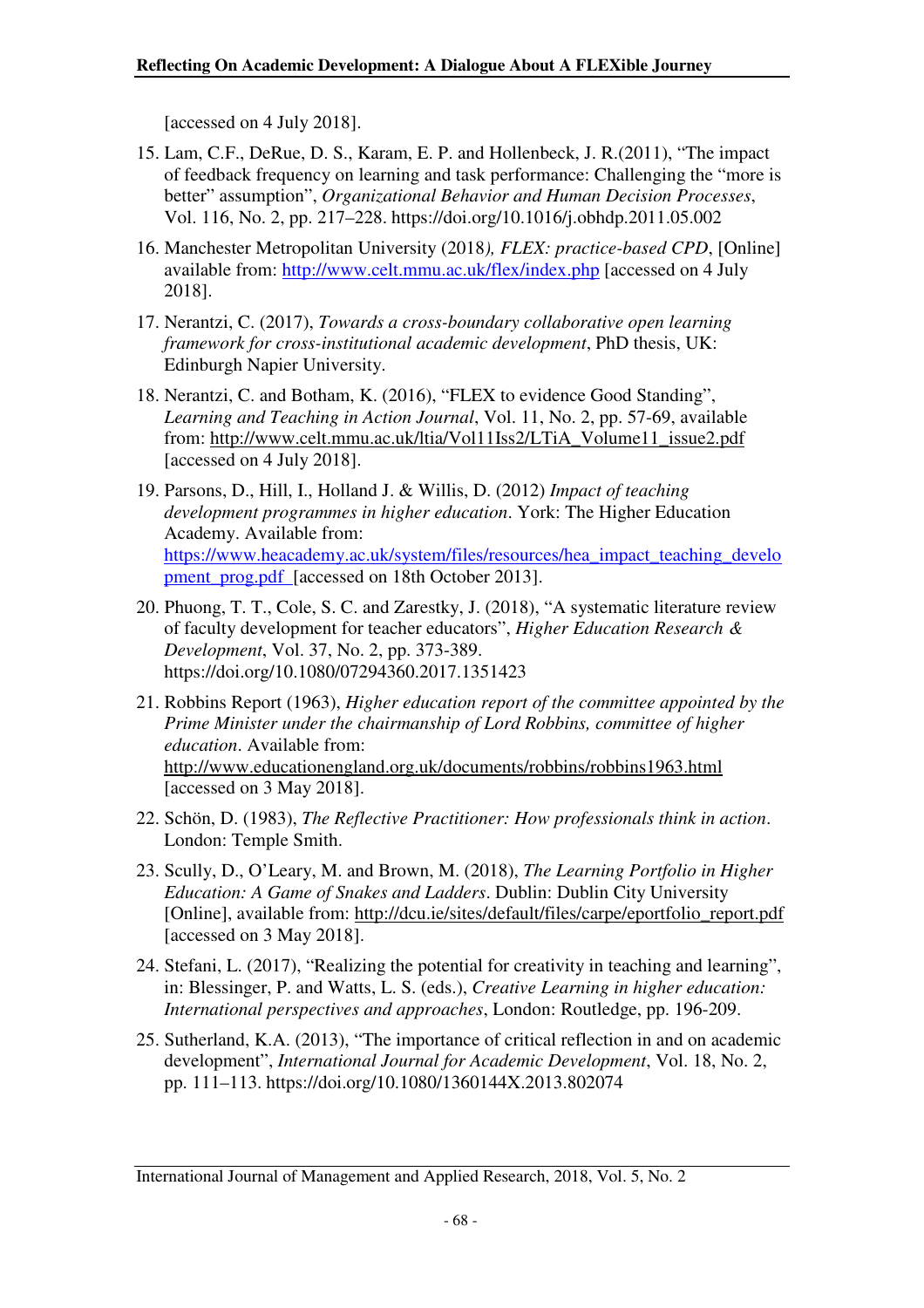[accessed on 4 July 2018].

15. Lam, C.F., DeRue, D. S., Karam, E. P. and Hollenbeck, J. R.(2011), "The impact of feedback frequency on learning and task performance: Challenging the "more is better" assumption", *Organizational Behavior and Human Decision Processes*, Vol. 116, No. 2, pp. 217–228. https://doi.org/10.1016/j.obhdp.2011.05.002

16. Manchester Metropolitan University (2018*), FLEX: practice-based CPD*, [Online] available from: http://www.celt.mmu.ac.uk/flex/index.php [accessed on 4 July 2018].

17. Nerantzi, C. (2017), *Towards a cross-boundary collaborative open learning framework for cross-institutional academic development*, PhD thesis, UK: Edinburgh Napier University.

18. Nerantzi, C. and Botham, K. (2016), "FLEX to evidence Good Standing", *Learning and Teaching in Action Journal*, Vol. 11, No. 2, pp. 57-69, available from: http://www.celt.mmu.ac.uk/ltia/Vol11Iss2/LTiA_Volume11_issue2.pdf [accessed on 4 July 2018].

19. Parsons, D., Hill, I., Holland J. & Willis, D. (2012) *Impact of teaching development programmes in higher education*. York: The Higher Education Academy. Available from: https://www.heacademy.ac.uk/system/files/resources/hea_impact_teaching_development_prog.pdf [accessed on 18th October 2013].

20. Phuong, T. T., Cole, S. C. and Zarestky, J. (2018), "A systematic literature review of faculty development for teacher educators", *Higher Education Research & Development*, Vol. 37, No. 2, pp. 373-389. https://doi.org/10.1080/07294360.2017.1351423

21. Robbins Report (1963), *Higher education report of the committee appointed by the Prime Minister under the chairmanship of Lord Robbins, committee of higher education*. Available from: http://www.educationengland.org.uk/documents/robbins/robbins1963.html [accessed on 3 May 2018].

22. Schön, D. (1983), *The Reflective Practitioner: How professionals think in action*. London: Temple Smith.

23. Scully, D., O'Leary, M. and Brown, M. (2018), *The Learning Portfolio in Higher Education: A Game of Snakes and Ladders*. Dublin: Dublin City University [Online], available from: http://dcu.ie/sites/default/files/carpe/eportfolio_report.pdf [accessed on 3 May 2018].

24. Stefani, L. (2017), "Realizing the potential for creativity in teaching and learning", in: Blessinger, P. and Watts, L. S. (eds.), *Creative Learning in higher education: International perspectives and approaches*, London: Routledge, pp. 196-209.

25. Sutherland, K.A. (2013), "The importance of critical reflection in and on academic development", *International Journal for Academic Development*, Vol. 18, No. 2, pp. 111–113. https://doi.org/10.1080/1360144X.2013.802074